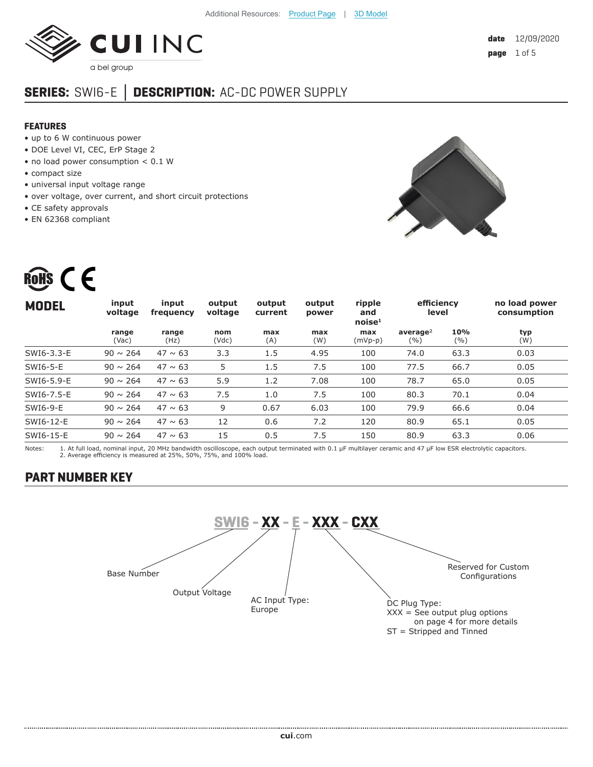Additional Resources: Product Page | 3D Model

CUI INC
a bel group

date 12/09/2020

## SERIES: SWI6-E │ DESCRIPTION: AC-DC POWER SUPPLY

### FEATURES

- up to 6 W continuous power
- DOE Level VI, CEC, ErP Stage 2
- no load power consumption < 0.1 W
- compact size
- universal input voltage range
- over voltage, over current, and short circuit protections
- CE safety approvals
- EN 62368 compliant

| MODEL | input voltage | input frequency | output voltage | output current | output power | ripple and noise[1] | efficiency level | | no load power consumption |
|---|---|---|---|---|---|---|---|---|---|
| | range (Vac) | range (Hz) | nom (Vdc) | max (A) | max (W) | max (mVp-p) | average[2] (%) | 10% (%) | typ (W) |
| SWI6-3.3-E | 90 ~ 264 | 47 ~ 63 | 3.3 | 1.5 | 4.95 | 100 | 74.0 | 63.3 | 0.03 |
| SWI6-5-E | 90 ~ 264 | 47 ~ 63 | 5 | 1.5 | 7.5 | 100 | 77.5 | 66.7 | 0.05 |
| SWI6-5.9-E | 90 ~ 264 | 47 ~ 63 | 5.9 | 1.2 | 7.08 | 100 | 78.7 | 65.0 | 0.05 |
| SWI6-7.5-E | 90 ~ 264 | 47 ~ 63 | 7.5 | 1.0 | 7.5 | 100 | 80.3 | 70.1 | 0.04 |
| SWI6-9-E | 90 ~ 264 | 47 ~ 63 | 9 | 0.67 | 6.03 | 100 | 79.9 | 66.6 | 0.04 |
| SWI6-12-E | 90 ~ 264 | 47 ~ 63 | 12 | 0.6 | 7.2 | 120 | 80.9 | 65.1 | 0.05 |
| SWI6-15-E | 90 ~ 264 | 47 ~ 63 | 15 | 0.5 | 7.5 | 150 | 80.9 | 63.3 | 0.06 |

Notes:
1. At full load, nominal input, 20 MHz bandwidth oscilloscope, each output terminated with 0.1 μF multilayer ceramic and 47 μF low ESR electrolytic capacitors.
2. Average efficiency is measured at 25%, 50%, 75%, and 100% load.

### PART NUMBER KEY

**SWI6 - XX - E - XXX - CXX**

- SWI6: Base Number
- XX: Output Voltage
- E: AC Input Type: Europe
- XXX: DC Plug Type: XXX = See output plug options on page 4 for more details; ST = Stripped and Tinned
- CXX: Reserved for Custom Configurations

cui.com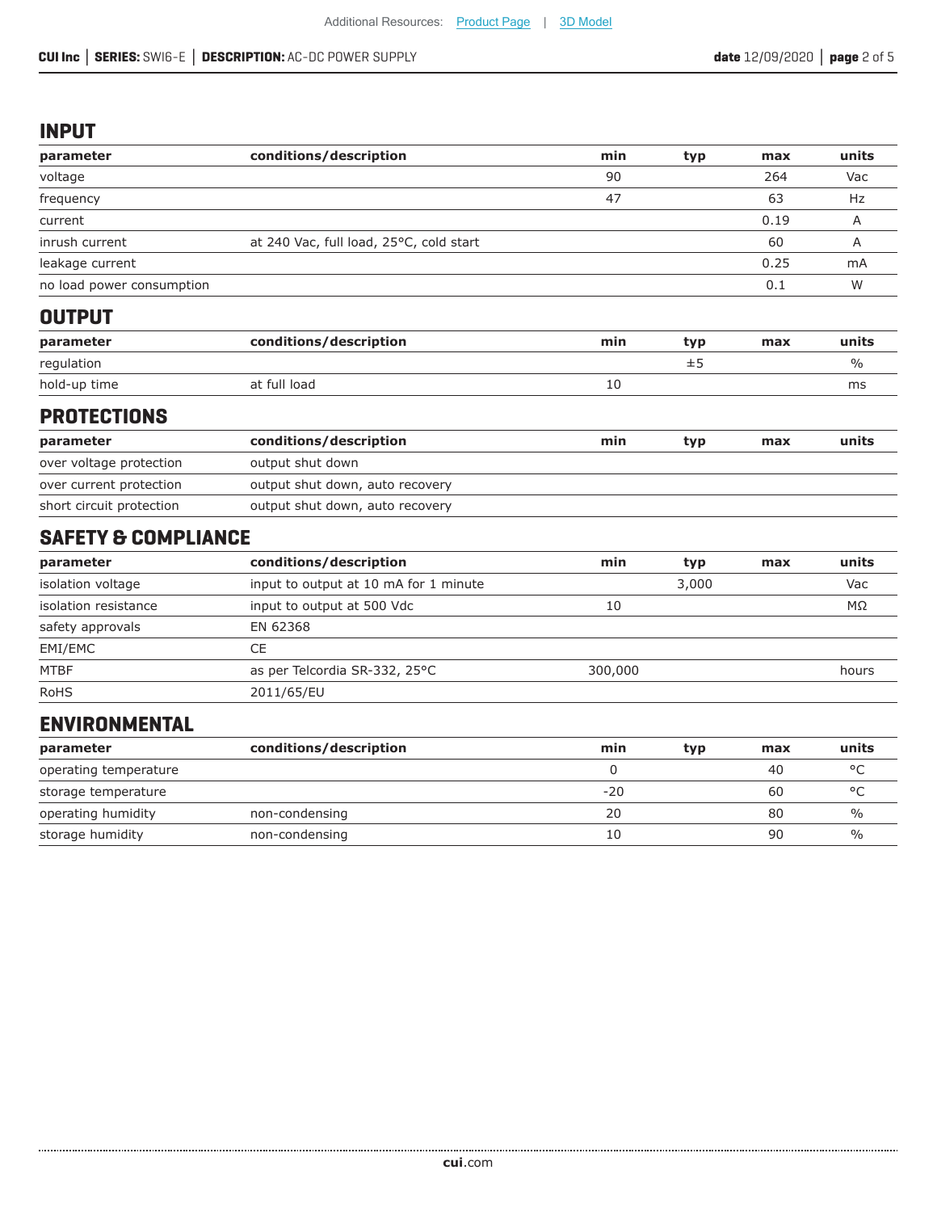## INPUT

| parameter | conditions/description | min | typ | max | units |
|---|---|---|---|---|---|
| voltage | | 90 | | 264 | Vac |
| frequency | | 47 | | 63 | Hz |
| current | | | | 0.19 | A |
| inrush current | at 240 Vac, full load, 25°C, cold start | | | 60 | A |
| leakage current | | | | 0.25 | mA |
| no load power consumption | | | | 0.1 | W |

## OUTPUT

| parameter | conditions/description | min | typ | max | units |
|---|---|---|---|---|---|
| regulation | | | ±5 | | % |
| hold-up time | at full load | 10 | | | ms |

## PROTECTIONS

| parameter | conditions/description | min | typ | max | units |
|---|---|---|---|---|---|
| over voltage protection | output shut down | | | | |
| over current protection | output shut down, auto recovery | | | | |
| short circuit protection | output shut down, auto recovery | | | | |

## SAFETY & COMPLIANCE

| parameter | conditions/description | min | typ | max | units |
|---|---|---|---|---|---|
| isolation voltage | input to output at 10 mA for 1 minute | | 3,000 | | Vac |
| isolation resistance | input to output at 500 Vdc | 10 | | | MΩ |
| safety approvals | EN 62368 | | | | |
| EMI/EMC | CE | | | | |
| MTBF | as per Telcordia SR-332, 25°C | 300,000 | | | hours |
| RoHS | 2011/65/EU | | | | |

## ENVIRONMENTAL

| parameter | conditions/description | min | typ | max | units |
|---|---|---|---|---|---|
| operating temperature | | 0 | | 40 | °C |
| storage temperature | | -20 | | 60 | °C |
| operating humidity | non-condensing | 20 | | 80 | % |
| storage humidity | non-condensing | 10 | | 90 | % |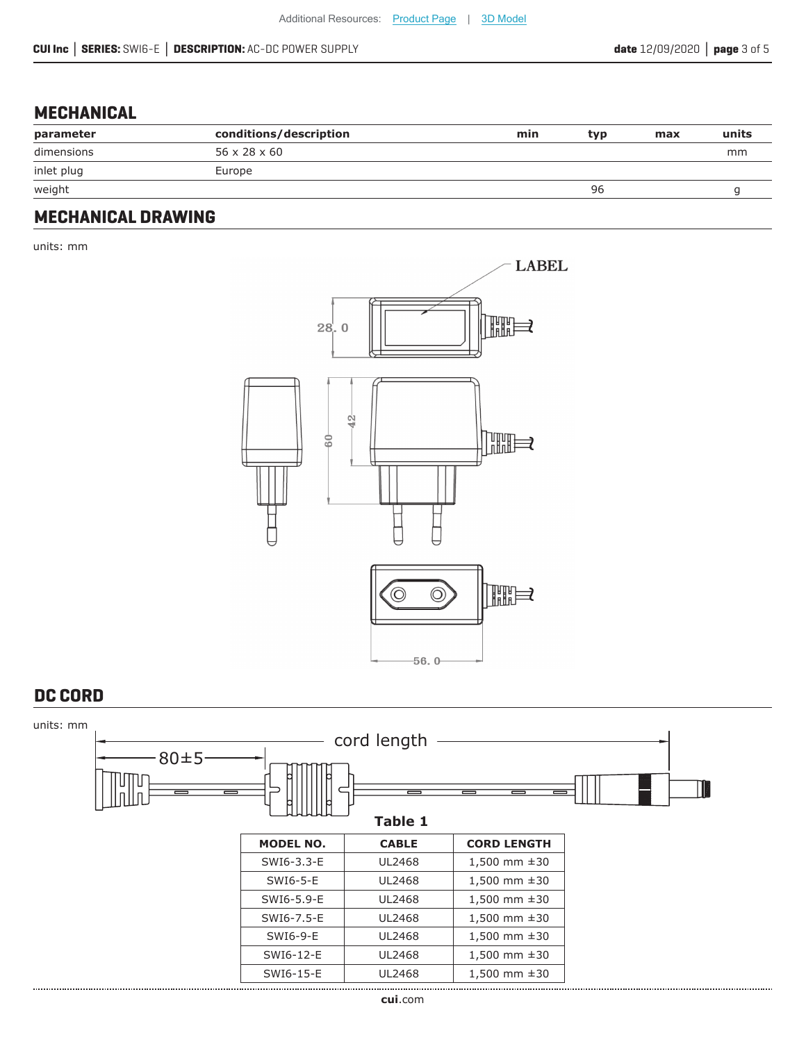## MECHANICAL

| parameter | conditions/description | min | typ | max | units |
|---|---|---|---|---|---|
| dimensions | 56 x 28 x 60 | | | | mm |
| inlet plug | Europe | | | | |
| weight | | | 96 | | g |

## MECHANICAL DRAWING

units: mm

## DC CORD

units: mm

Table 1

| MODEL NO. | CABLE | CORD LENGTH |
|---|---|---|
| SWI6-3.3-E | UL2468 | 1,500 mm ±30 |
| SWI6-5-E | UL2468 | 1,500 mm ±30 |
| SWI6-5.9-E | UL2468 | 1,500 mm ±30 |
| SWI6-7.5-E | UL2468 | 1,500 mm ±30 |
| SWI6-9-E | UL2468 | 1,500 mm ±30 |
| SWI6-12-E | UL2468 | 1,500 mm ±30 |
| SWI6-15-E | UL2468 | 1,500 mm ±30 |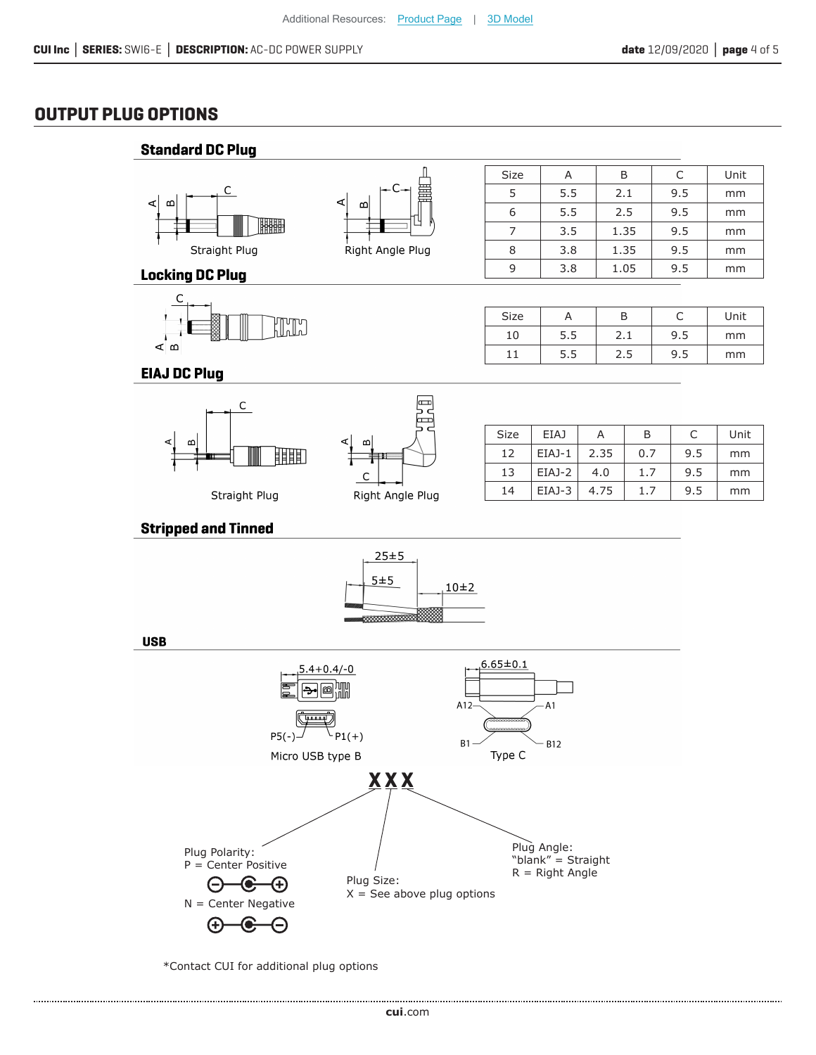## OUTPUT PLUG OPTIONS

### Standard DC Plug

Straight Plug    Right Angle Plug

| Size | A | B | C | Unit |
|---|---|---|---|---|
| 5 | 5.5 | 2.1 | 9.5 | mm |
| 6 | 5.5 | 2.5 | 9.5 | mm |
| 7 | 3.5 | 1.35 | 9.5 | mm |
| 8 | 3.8 | 1.35 | 9.5 | mm |
| 9 | 3.8 | 1.05 | 9.5 | mm |

### Locking DC Plug

| Size | A | B | C | Unit |
|---|---|---|---|---|
| 10 | 5.5 | 2.1 | 9.5 | mm |
| 11 | 5.5 | 2.5 | 9.5 | mm |

### EIAJ DC Plug

Straight Plug    Right Angle Plug

| Size | EIAJ | A | B | C | Unit |
|---|---|---|---|---|---|
| 12 | EIAJ-1 | 2.35 | 0.7 | 9.5 | mm |
| 13 | EIAJ-2 | 4.0 | 1.7 | 9.5 | mm |
| 14 | EIAJ-3 | 4.75 | 1.7 | 9.5 | mm |

### Stripped and Tinned

25±5
5±5
10±2

### USB

5.4+0.4/-0
P5(-)  P1(+)
Micro USB type B

6.65±0.1
A12  A1
B1  B12
Type C

**X X X**

Plug Polarity:
P = Center Positive
N = Center Negative

Plug Size:
X = See above plug options

Plug Angle:
"blank" = Straight
R = Right Angle

*Contact CUI for additional plug options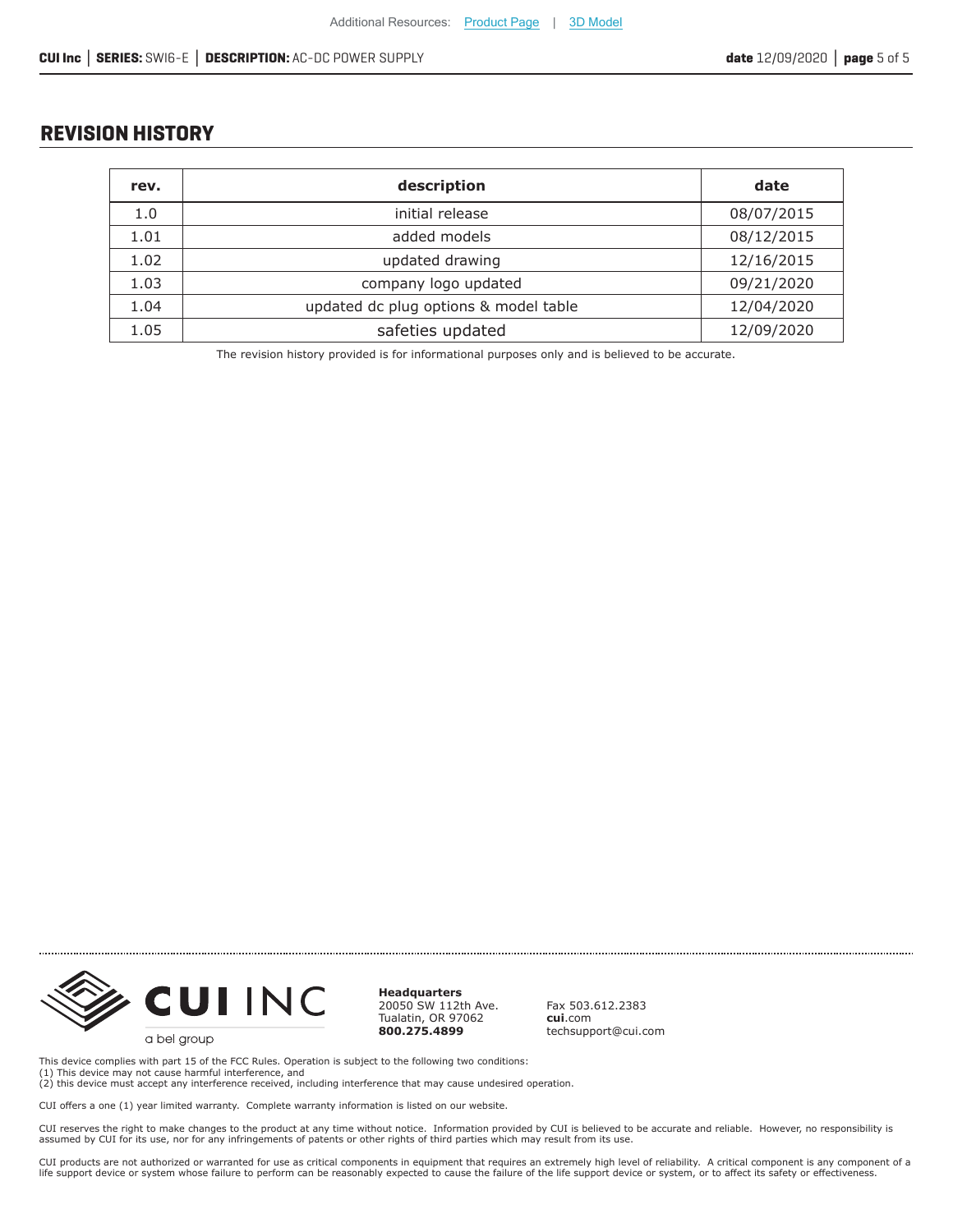## REVISION HISTORY

| rev. | description | date |
|---|---|---|
| 1.0 | initial release | 08/07/2015 |
| 1.01 | added models | 08/12/2015 |
| 1.02 | updated drawing | 12/16/2015 |
| 1.03 | company logo updated | 09/21/2020 |
| 1.04 | updated dc plug options & model table | 12/04/2020 |
| 1.05 | safeties updated | 12/09/2020 |

The revision history provided is for informational purposes only and is believed to be accurate.

CUI INC
a bel group

**Headquarters**
20050 SW 112th Ave.
Tualatin, OR 97062
**800.275.4899**

Fax 503.612.2383
**cui**.com
techsupport@cui.com

This device complies with part 15 of the FCC Rules. Operation is subject to the following two conditions:
(1) This device may not cause harmful interference, and
(2) this device must accept any interference received, including interference that may cause undesired operation.

CUI offers a one (1) year limited warranty. Complete warranty information is listed on our website.

CUI reserves the right to make changes to the product at any time without notice. Information provided by CUI is believed to be accurate and reliable. However, no responsibility is assumed by CUI for its use, nor for any infringements of patents or other rights of third parties which may result from its use.

CUI products are not authorized or warranted for use as critical components in equipment that requires an extremely high level of reliability. A critical component is any component of a life support device or system whose failure to perform can be reasonably expected to cause the failure of the life support device or system, or to affect its safety or effectiveness.